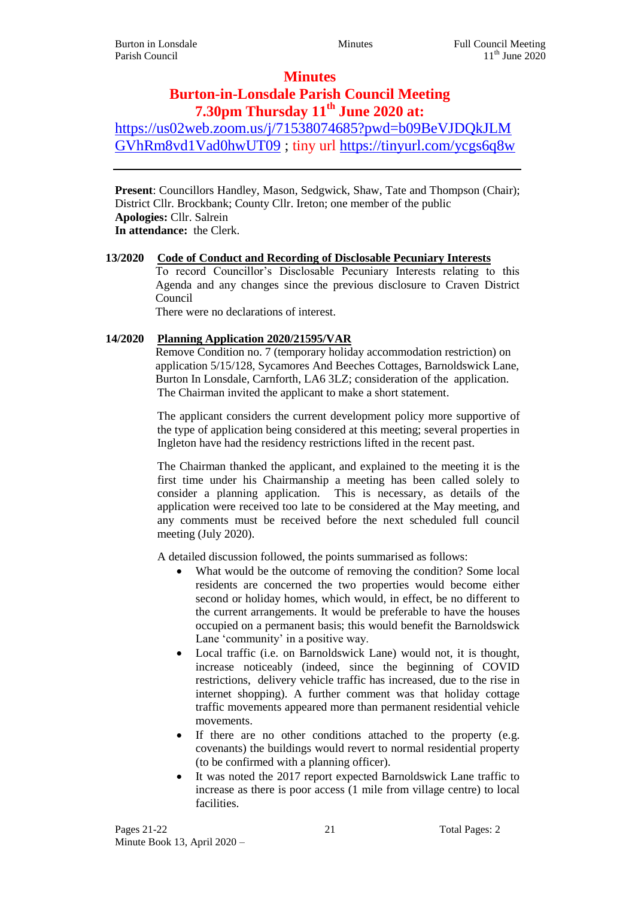# Minutes

## Burton-in-Lonsdale Parish Council Meeting

## 7.30pm Thursday 11th June 2020 at:

https://us02web.zoom.us/j/71538074685?pwd=b09BeVJDQkJLMGVhRm8vd1Vad0hwUT09 ; tiny url https://tinyurl.com/ycgs6q8w

---

**Present**: Councillors Handley, Mason, Sedgwick, Shaw, Tate and Thompson (Chair); District Cllr. Brockbank; County Cllr. Ireton; one member of the public
**Apologies:** Cllr. Salrein
**In attendance:** the Clerk.

**13/2020 Code of Conduct and Recording of Disclosable Pecuniary Interests**

To record Councillor's Disclosable Pecuniary Interests relating to this Agenda and any changes since the previous disclosure to Craven District Council

There were no declarations of interest.

**14/2020 Planning Application 2020/21595/VAR**

Remove Condition no. 7 (temporary holiday accommodation restriction) on application 5/15/128, Sycamores And Beeches Cottages, Barnoldswick Lane, Burton In Lonsdale, Carnforth, LA6 3LZ; consideration of the application.
The Chairman invited the applicant to make a short statement.

The applicant considers the current development policy more supportive of the type of application being considered at this meeting; several properties in Ingleton have had the residency restrictions lifted in the recent past.

The Chairman thanked the applicant, and explained to the meeting it is the first time under his Chairmanship a meeting has been called solely to consider a planning application. This is necessary, as details of the application were received too late to be considered at the May meeting, and any comments must be received before the next scheduled full council meeting (July 2020).

A detailed discussion followed, the points summarised as follows:

- What would be the outcome of removing the condition? Some local residents are concerned the two properties would become either second or holiday homes, which would, in effect, be no different to the current arrangements. It would be preferable to have the houses occupied on a permanent basis; this would benefit the Barnoldswick Lane 'community' in a positive way.
- Local traffic (i.e. on Barnoldswick Lane) would not, it is thought, increase noticeably (indeed, since the beginning of COVID restrictions, delivery vehicle traffic has increased, due to the rise in internet shopping). A further comment was that holiday cottage traffic movements appeared more than permanent residential vehicle movements.
- If there are no other conditions attached to the property (e.g. covenants) the buildings would revert to normal residential property (to be confirmed with a planning officer).
- It was noted the 2017 report expected Barnoldswick Lane traffic to increase as there is poor access (1 mile from village centre) to local facilities.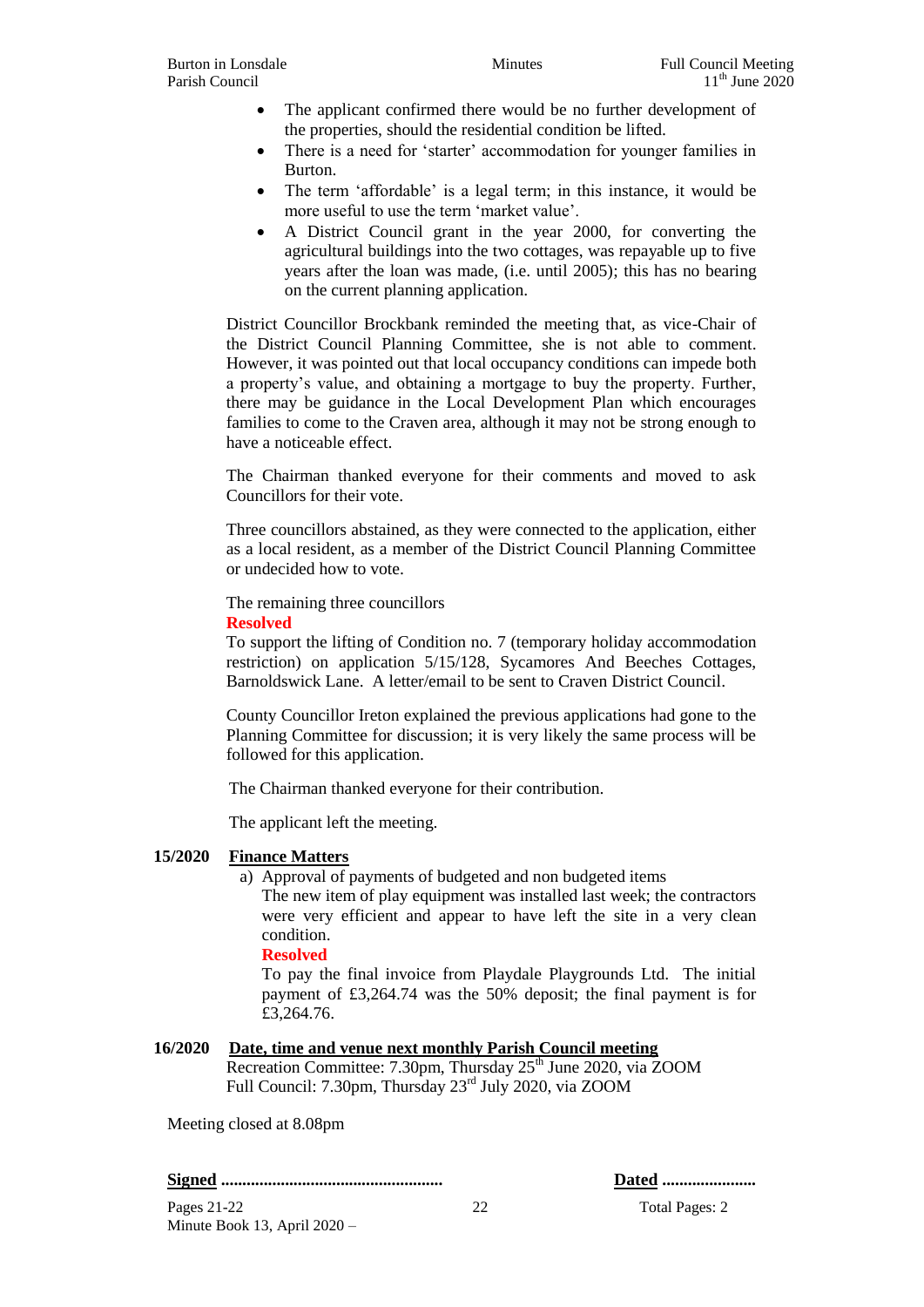- The applicant confirmed there would be no further development of the properties, should the residential condition be lifted.
- There is a need for 'starter' accommodation for younger families in Burton.
- The term 'affordable' is a legal term; in this instance, it would be more useful to use the term 'market value'.
- A District Council grant in the year 2000, for converting the agricultural buildings into the two cottages, was repayable up to five years after the loan was made, (i.e. until 2005); this has no bearing on the current planning application.

District Councillor Brockbank reminded the meeting that, as vice-Chair of the District Council Planning Committee, she is not able to comment. However, it was pointed out that local occupancy conditions can impede both a property's value, and obtaining a mortgage to buy the property. Further, there may be guidance in the Local Development Plan which encourages families to come to the Craven area, although it may not be strong enough to have a noticeable effect.

The Chairman thanked everyone for their comments and moved to ask Councillors for their vote.

Three councillors abstained, as they were connected to the application, either as a local resident, as a member of the District Council Planning Committee or undecided how to vote.

The remaining three councillors

**Resolved**

To support the lifting of Condition no. 7 (temporary holiday accommodation restriction) on application 5/15/128, Sycamores And Beeches Cottages, Barnoldswick Lane. A letter/email to be sent to Craven District Council.

County Councillor Ireton explained the previous applications had gone to the Planning Committee for discussion; it is very likely the same process will be followed for this application.

The Chairman thanked everyone for their contribution.

The applicant left the meeting.

## 15/2020 Finance Matters

a) Approval of payments of budgeted and non budgeted items

The new item of play equipment was installed last week; the contractors were very efficient and appear to have left the site in a very clean condition.

**Resolved**

To pay the final invoice from Playdale Playgrounds Ltd. The initial payment of £3,264.74 was the 50% deposit; the final payment is for £3,264.76.

## 16/2020 Date, time and venue next monthly Parish Council meeting

Recreation Committee: 7.30pm, Thursday 25th June 2020, via ZOOM
Full Council: 7.30pm, Thursday 23rd July 2020, via ZOOM

Meeting closed at 8.08pm

**Signed** ................................................... **Dated** ......................

Pages 21-22
Minute Book 13, April 2020 –